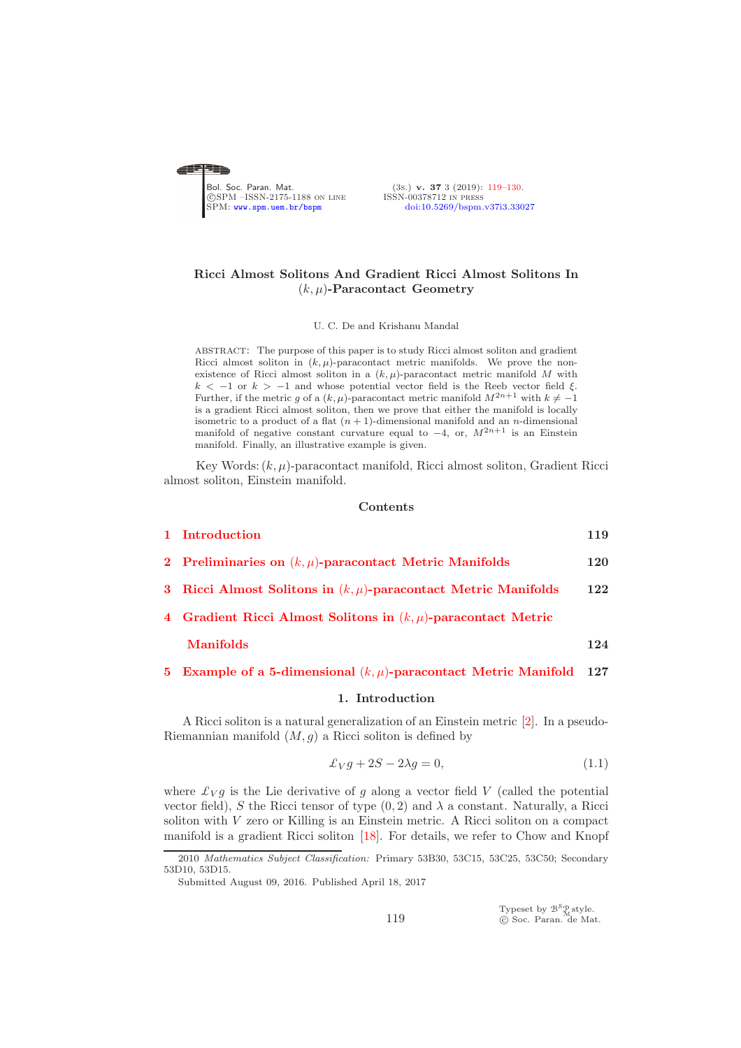# Ricci Almost Solitons And Gradient Ricci Almost Solitons In $(k, \mu)$-Paracontact Geometry

U. C. De and Krishanu Mandal

ABSTRACT: The purpose of this paper is to study Ricci almost soliton and gradient Ricci almost soliton in $(k, \mu)$-paracontact metric manifolds. We prove the non-existence of Ricci almost soliton in a $(k, \mu)$-paracontact metric manifold $M$ with $k < -1$ or $k > -1$ and whose potential vector field is the Reeb vector field $\xi$. Further, if the metric $g$ of a $(k, \mu)$-paracontact metric manifold $M^{2n+1}$ with $k \neq -1$ is a gradient Ricci almost soliton, then we prove that either the manifold is locally isometric to a product of a flat $(n+1)$-dimensional manifold and an $n$-dimensional manifold of negative constant curvature equal to $-4$, or, $M^{2n+1}$ is an Einstein manifold. Finally, an illustrative example is given.

Key Words: $(k, \mu)$-paracontact manifold, Ricci almost soliton, Gradient Ricci almost soliton, Einstein manifold.

## Contents

1 Introduction — 119

2 Preliminaries on $(k, \mu)$-paracontact Metric Manifolds — 120

3 Ricci Almost Solitons in $(k, \mu)$-paracontact Metric Manifolds — 122

4 Gradient Ricci Almost Solitons in $(k, \mu)$-paracontact Metric Manifolds — 124

5 Example of a 5-dimensional $(k, \mu)$-paracontact Metric Manifold — 127

## 1. Introduction

A Ricci soliton is a natural generalization of an Einstein metric [2]. In a pseudo-Riemannian manifold $(M, g)$ a Ricci soliton is defined by

$$\pounds_V g + 2S - 2\lambda g = 0, \tag{1.1}$$

where $\pounds_V g$ is the Lie derivative of $g$ along a vector field $V$ (called the potential vector field), $S$ the Ricci tensor of type $(0, 2)$ and $\lambda$ a constant. Naturally, a Ricci soliton with $V$ zero or Killing is an Einstein metric. A Ricci soliton on a compact manifold is a gradient Ricci soliton [18]. For details, we refer to Chow and Knopf

2010 *Mathematics Subject Classification:* Primary 53B30, 53C15, 53C25, 53C50; Secondary 53D10, 53D15.

Submitted August 09, 2016. Published April 18, 2017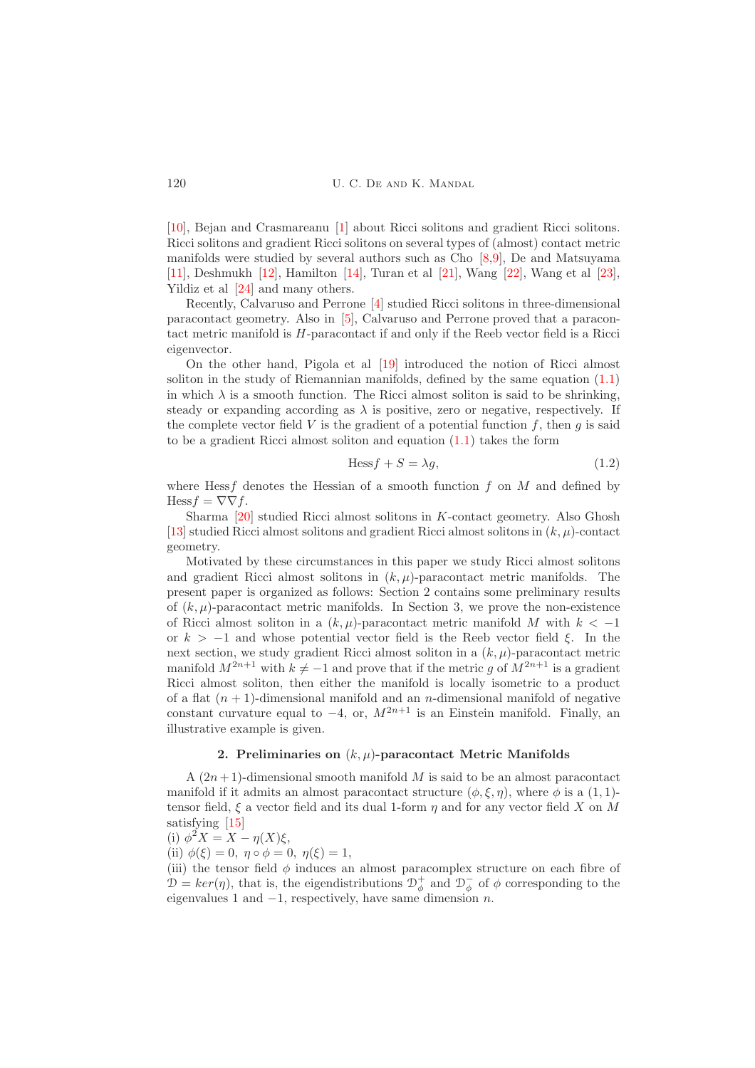[10], Bejan and Crasmareanu [1] about Ricci solitons and gradient Ricci solitons. Ricci solitons and gradient Ricci solitons on several types of (almost) contact metric manifolds were studied by several authors such as Cho [8,9], De and Matsuyama [11], Deshmukh [12], Hamilton [14], Turan et al [21], Wang [22], Wang et al [23], Yildiz et al [24] and many others.

Recently, Calvaruso and Perrone [4] studied Ricci solitons in three-dimensional paracontact geometry. Also in [5], Calvaruso and Perrone proved that a paracontact metric manifold is $H$-paracontact if and only if the Reeb vector field is a Ricci eigenvector.

On the other hand, Pigola et al [19] introduced the notion of Ricci almost soliton in the study of Riemannian manifolds, defined by the same equation (1.1) in which $\lambda$ is a smooth function. The Ricci almost soliton is said to be shrinking, steady or expanding according as $\lambda$ is positive, zero or negative, respectively. If the complete vector field $V$ is the gradient of a potential function $f$, then $g$ is said to be a gradient Ricci almost soliton and equation (1.1) takes the form

$$\text{Hess} f + S = \lambda g, \tag{1.2}$$

where Hess$f$ denotes the Hessian of a smooth function $f$ on $M$ and defined by Hess$f = \nabla\nabla f$.

Sharma [20] studied Ricci almost solitons in $K$-contact geometry. Also Ghosh [13] studied Ricci almost solitons and gradient Ricci almost solitons in $(k, \mu)$-contact geometry.

Motivated by these circumstances in this paper we study Ricci almost solitons and gradient Ricci almost solitons in $(k, \mu)$-paracontact metric manifolds. The present paper is organized as follows: Section 2 contains some preliminary results of $(k, \mu)$-paracontact metric manifolds. In Section 3, we prove the non-existence of Ricci almost soliton in a $(k, \mu)$-paracontact metric manifold $M$ with $k < -1$ or $k > -1$ and whose potential vector field is the Reeb vector field $\xi$. In the next section, we study gradient Ricci almost soliton in a $(k, \mu)$-paracontact metric manifold $M^{2n+1}$ with $k \neq -1$ and prove that if the metric $g$ of $M^{2n+1}$ is a gradient Ricci almost soliton, then either the manifold is locally isometric to a product of a flat $(n+1)$-dimensional manifold and an $n$-dimensional manifold of negative constant curvature equal to $-4$, or, $M^{2n+1}$ is an Einstein manifold. Finally, an illustrative example is given.

## 2. Preliminaries on $(k, \mu)$-paracontact Metric Manifolds

A $(2n+1)$-dimensional smooth manifold $M$ is said to be an almost paracontact manifold if it admits an almost paracontact structure $(\phi, \xi, \eta)$, where $\phi$ is a $(1,1)$-tensor field, $\xi$ a vector field and its dual 1-form $\eta$ and for any vector field $X$ on $M$ satisfying [15]

(i) $\phi^2 X = X - \eta(X)\xi$,

(ii) $\phi(\xi) = 0,\ \eta \circ \phi = 0,\ \eta(\xi) = 1$,

(iii) the tensor field $\phi$ induces an almost paracomplex structure on each fibre of $\mathcal{D} = ker(\eta)$, that is, the eigendistributions $\mathcal{D}^{+}_{\phi}$ and $\mathcal{D}^{-}_{\phi}$ of $\phi$ corresponding to the eigenvalues 1 and $-1$, respectively, have same dimension $n$.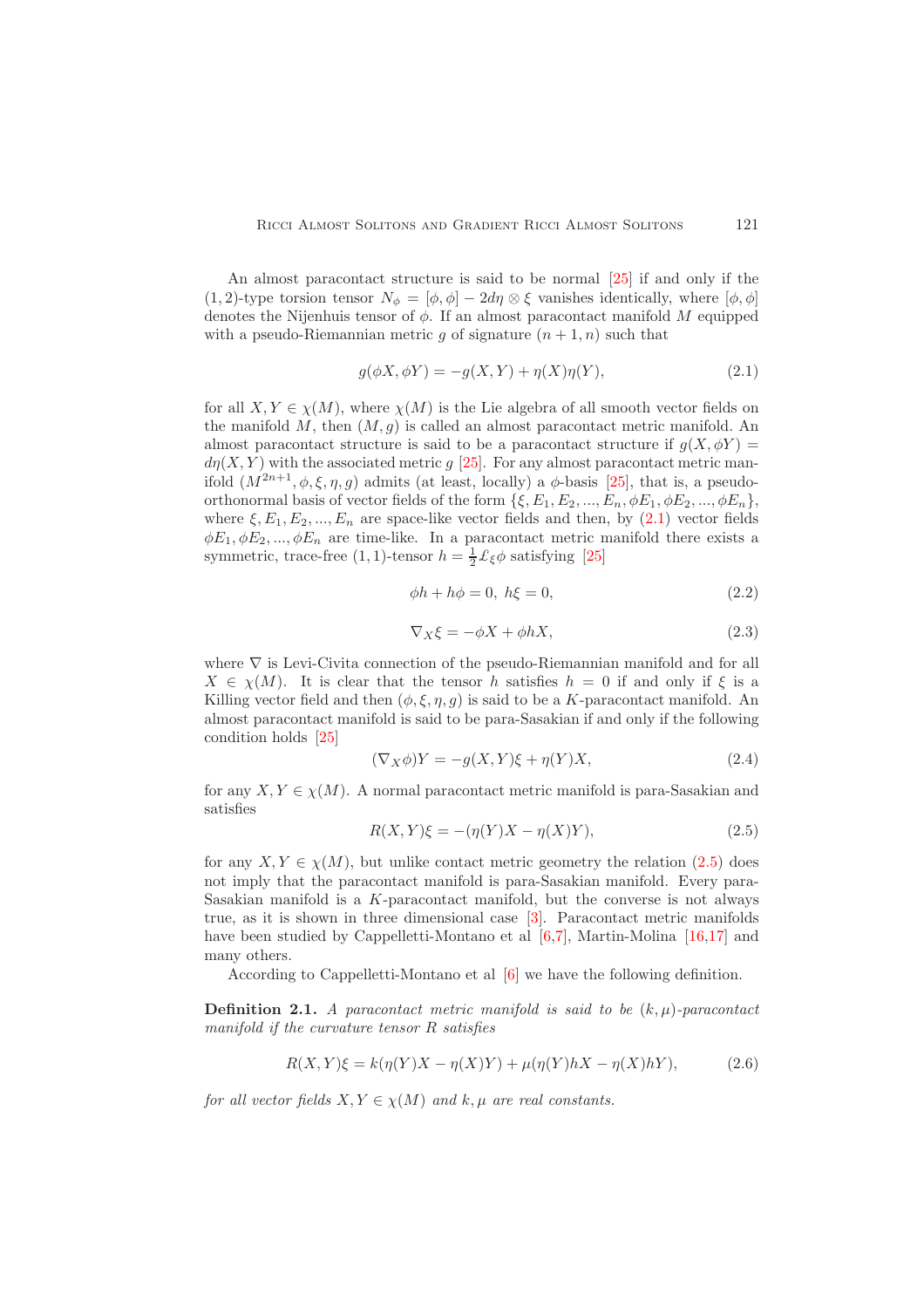An almost paracontact structure is said to be normal [25] if and only if the $(1,2)$-type torsion tensor $N_\phi = [\phi,\phi] - 2d\eta \otimes \xi$ vanishes identically, where $[\phi,\phi]$ denotes the Nijenhuis tensor of $\phi$. If an almost paracontact manifold $M$ equipped with a pseudo-Riemannian metric $g$ of signature $(n+1,n)$ such that

$$g(\phi X, \phi Y) = -g(X,Y) + \eta(X)\eta(Y), \tag{2.1}$$

for all $X, Y \in \chi(M)$, where $\chi(M)$ is the Lie algebra of all smooth vector fields on the manifold $M$, then $(M,g)$ is called an almost paracontact metric manifold. An almost paracontact structure is said to be a paracontact structure if $g(X,\phi Y) = d\eta(X,Y)$ with the associated metric $g$ [25]. For any almost paracontact metric manifold $(M^{2n+1}, \phi, \xi, \eta, g)$ admits (at least, locally) a $\phi$-basis [25], that is, a pseudo-orthonormal basis of vector fields of the form $\{\xi, E_1, E_2, ..., E_n, \phi E_1, \phi E_2, ..., \phi E_n\}$, where $\xi, E_1, E_2, ..., E_n$ are space-like vector fields and then, by (2.1) vector fields $\phi E_1, \phi E_2, ..., \phi E_n$ are time-like. In a paracontact metric manifold there exists a symmetric, trace-free $(1,1)$-tensor $h = \frac{1}{2}\pounds_\xi \phi$ satisfying [25]

$$\phi h + h\phi = 0, \; h\xi = 0, \tag{2.2}$$

$$\nabla_X \xi = -\phi X + \phi h X, \tag{2.3}$$

where $\nabla$ is Levi-Civita connection of the pseudo-Riemannian manifold and for all $X \in \chi(M)$. It is clear that the tensor $h$ satisfies $h = 0$ if and only if $\xi$ is a Killing vector field and then $(\phi, \xi, \eta, g)$ is said to be a $K$-paracontact manifold. An almost paracontact manifold is said to be para-Sasakian if and only if the following condition holds [25]

$$(\nabla_X \phi)Y = -g(X,Y)\xi + \eta(Y)X, \tag{2.4}$$

for any $X, Y \in \chi(M)$. A normal paracontact metric manifold is para-Sasakian and satisfies

$$R(X,Y)\xi = -(\eta(Y)X - \eta(X)Y), \tag{2.5}$$

for any $X, Y \in \chi(M)$, but unlike contact metric geometry the relation (2.5) does not imply that the paracontact manifold is para-Sasakian manifold. Every para-Sasakian manifold is a $K$-paracontact manifold, but the converse is not always true, as it is shown in three dimensional case [3]. Paracontact metric manifolds have been studied by Cappelletti-Montano et al [6,7], Martin-Molina [16,17] and many others.

According to Cappelletti-Montano et al [6] we have the following definition.

**Definition 2.1.** *A paracontact metric manifold is said to be $(k,\mu)$-paracontact manifold if the curvature tensor $R$ satisfies*

$$R(X,Y)\xi = k(\eta(Y)X - \eta(X)Y) + \mu(\eta(Y)hX - \eta(X)hY), \tag{2.6}$$

*for all vector fields $X, Y \in \chi(M)$ and $k, \mu$ are real constants.*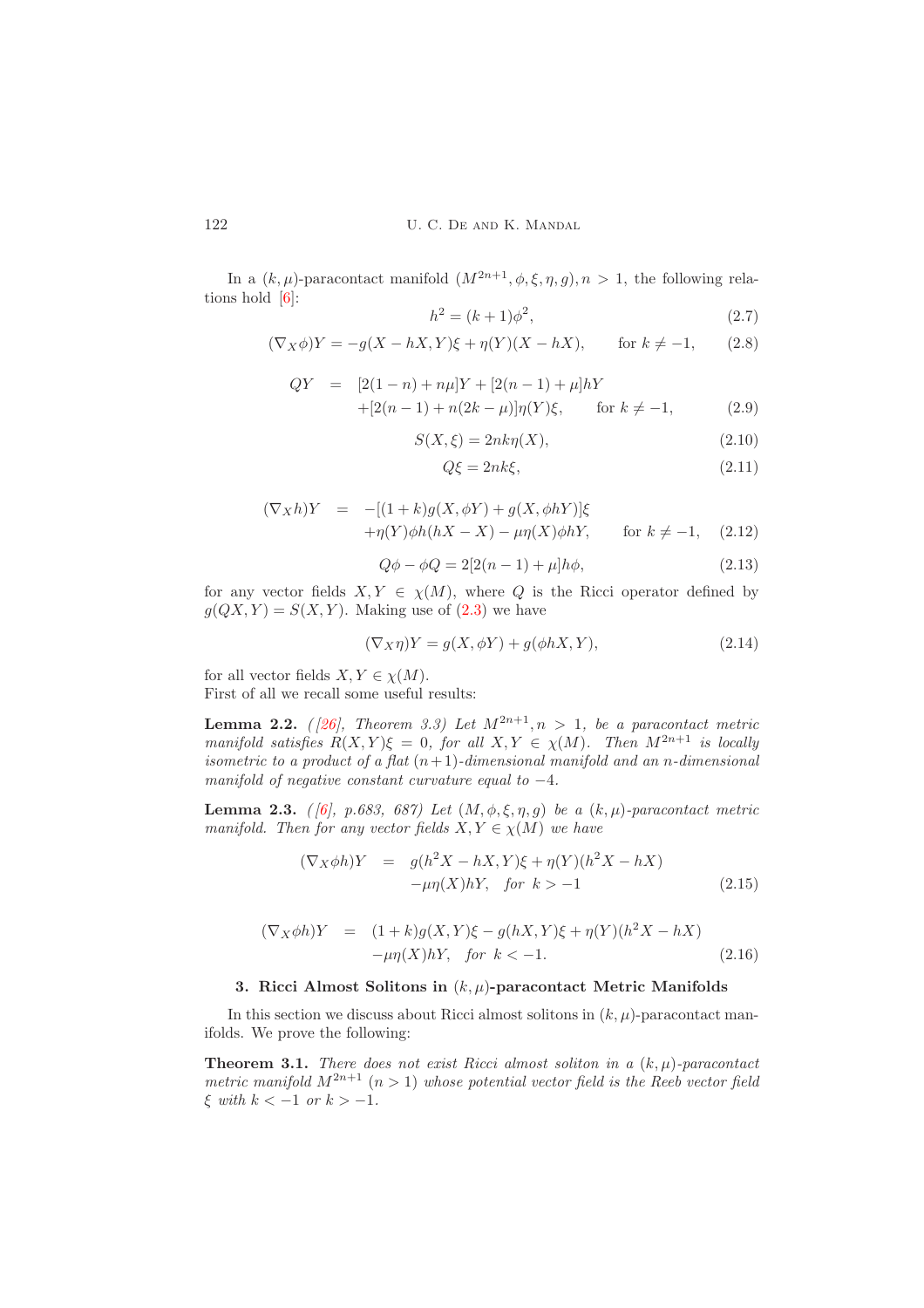In a $(k,\mu)$-paracontact manifold $(M^{2n+1},\phi,\xi,\eta,g), n>1$, the following relations hold [6]:

$$h^2=(k+1)\phi^2, \tag{2.7}$$

$$(\nabla_X\phi)Y=-g(X-hX,Y)\xi+\eta(Y)(X-hX), \qquad \text{for } k\neq -1, \tag{2.8}$$

$$\begin{aligned} QY &= [2(1-n)+n\mu]Y+[2(n-1)+\mu]hY \\ &\quad +[2(n-1)+n(2k-\mu)]\eta(Y)\xi, \qquad \text{for } k\neq -1, \end{aligned} \tag{2.9}$$

$$S(X,\xi)=2nk\eta(X), \tag{2.10}$$

$$Q\xi=2nk\xi, \tag{2.11}$$

$$\begin{aligned} (\nabla_X h)Y &= -[(1+k)g(X,\phi Y)+g(X,\phi hY)]\xi \\ &\quad +\eta(Y)\phi h(hX-X)-\mu\eta(X)\phi hY, \qquad \text{for } k\neq -1, \end{aligned} \tag{2.12}$$

$$Q\phi-\phi Q=2[2(n-1)+\mu]h\phi, \tag{2.13}$$

for any vector fields $X,Y\in\chi(M)$, where $Q$ is the Ricci operator defined by $g(QX,Y)=S(X,Y)$. Making use of (2.3) we have

$$(\nabla_X\eta)Y=g(X,\phi Y)+g(\phi hX,Y), \tag{2.14}$$

for all vector fields $X,Y\in\chi(M)$.
First of all we recall some useful results:

**Lemma 2.2.** *([26], Theorem 3.3) Let $M^{2n+1}, n>1$, be a paracontact metric manifold satisfies $R(X,Y)\xi=0$, for all $X,Y\in\chi(M)$. Then $M^{2n+1}$ is locally isometric to a product of a flat $(n+1)$-dimensional manifold and an $n$-dimensional manifold of negative constant curvature equal to $-4$.*

**Lemma 2.3.** *([6], p.683, 687) Let $(M,\phi,\xi,\eta,g)$ be a $(k,\mu)$-paracontact metric manifold. Then for any vector fields $X,Y\in\chi(M)$ we have*

$$\begin{aligned} (\nabla_X\phi h)Y &= g(h^2X-hX,Y)\xi+\eta(Y)(h^2X-hX) \\ &\quad -\mu\eta(X)hY, \quad \text{for } k>-1 \end{aligned} \tag{2.15}$$

$$\begin{aligned} (\nabla_X\phi h)Y &= (1+k)g(X,Y)\xi-g(hX,Y)\xi+\eta(Y)(h^2X-hX) \\ &\quad -\mu\eta(X)hY, \quad \text{for } k<-1. \end{aligned} \tag{2.16}$$

## 3. Ricci Almost Solitons in $(k,\mu)$-paracontact Metric Manifolds

In this section we discuss about Ricci almost solitons in $(k,\mu)$-paracontact manifolds. We prove the following:

**Theorem 3.1.** *There does not exist Ricci almost soliton in a $(k,\mu)$-paracontact metric manifold $M^{2n+1}$ $(n>1)$ whose potential vector field is the Reeb vector field $\xi$ with $k<-1$ or $k>-1$.*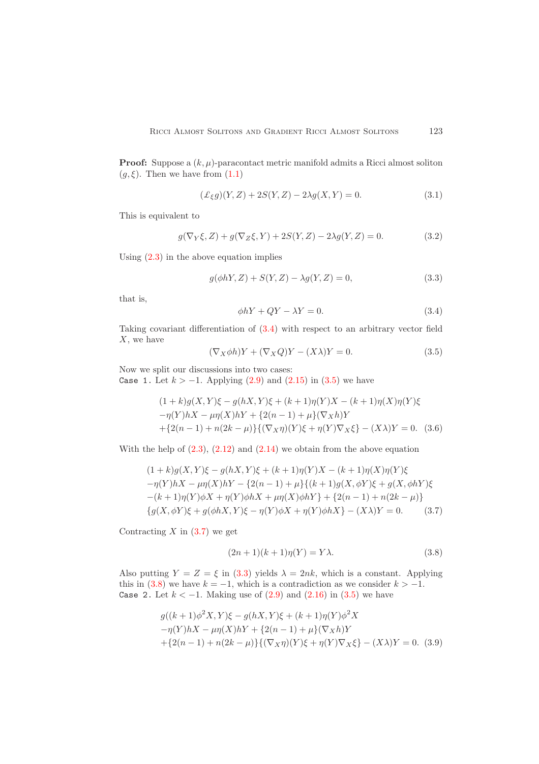**Proof:** Suppose a $(k, \mu)$-paracontact metric manifold admits a Ricci almost soliton $(g, \xi)$. Then we have from (1.1)

$$(\pounds_\xi g)(Y, Z) + 2S(Y, Z) - 2\lambda g(X, Y) = 0. \tag{3.1}$$

This is equivalent to

$$g(\nabla_Y \xi, Z) + g(\nabla_Z \xi, Y) + 2S(Y, Z) - 2\lambda g(Y, Z) = 0. \tag{3.2}$$

Using (2.3) in the above equation implies

$$g(\phi hY, Z) + S(Y, Z) - \lambda g(Y, Z) = 0, \tag{3.3}$$

that is,

$$\phi hY + QY - \lambda Y = 0. \tag{3.4}$$

Taking covariant differentiation of (3.4) with respect to an arbitrary vector field $X$, we have

$$(\nabla_X \phi h)Y + (\nabla_X Q)Y - (X\lambda)Y = 0. \tag{3.5}$$

Now we split our discussions into two cases:
`Case 1.` Let $k > -1$. Applying (2.9) and (2.15) in (3.5) we have

$$\begin{aligned}
&(1 + k)g(X, Y)\xi - g(hX, Y)\xi + (k + 1)\eta(Y)X - (k + 1)\eta(X)\eta(Y)\xi \\
&-\eta(Y)hX - \mu\eta(X)hY + \{2(n - 1) + \mu\}(\nabla_X h)Y \\
&+\{2(n - 1) + n(2k - \mu)\}\{(\nabla_X \eta)(Y)\xi + \eta(Y)\nabla_X \xi\} - (X\lambda)Y = 0. \quad (3.6)
\end{aligned}$$

With the help of (2.3), (2.12) and (2.14) we obtain from the above equation

$$\begin{aligned}
&(1 + k)g(X, Y)\xi - g(hX, Y)\xi + (k + 1)\eta(Y)X - (k + 1)\eta(X)\eta(Y)\xi \\
&-\eta(Y)hX - \mu\eta(X)hY - \{2(n - 1) + \mu\}\{(k + 1)g(X, \phi Y)\xi + g(X, \phi hY)\xi \\
&-(k + 1)\eta(Y)\phi X + \eta(Y)\phi hX + \mu\eta(X)\phi hY\} + \{2(n - 1) + n(2k - \mu)\} \\
&\{g(X, \phi Y)\xi + g(\phi hX, Y)\xi - \eta(Y)\phi X + \eta(Y)\phi hX\} - (X\lambda)Y = 0. \quad (3.7)
\end{aligned}$$

Contracting $X$ in (3.7) we get

$$(2n + 1)(k + 1)\eta(Y) = Y\lambda. \tag{3.8}$$

Also putting $Y = Z = \xi$ in (3.3) yields $\lambda = 2nk$, which is a constant. Applying this in (3.8) we have $k = -1$, which is a contradiction as we consider $k > -1$.
`Case 2.` Let $k < -1$. Making use of (2.9) and (2.16) in (3.5) we have

$$\begin{aligned}
&g((k + 1)\phi^2 X, Y)\xi - g(hX, Y)\xi + (k + 1)\eta(Y)\phi^2 X \\
&-\eta(Y)hX - \mu\eta(X)hY + \{2(n - 1) + \mu\}(\nabla_X h)Y \\
&+\{2(n - 1) + n(2k - \mu)\}\{(\nabla_X \eta)(Y)\xi + \eta(Y)\nabla_X \xi\} - (X\lambda)Y = 0. \quad (3.9)
\end{aligned}$$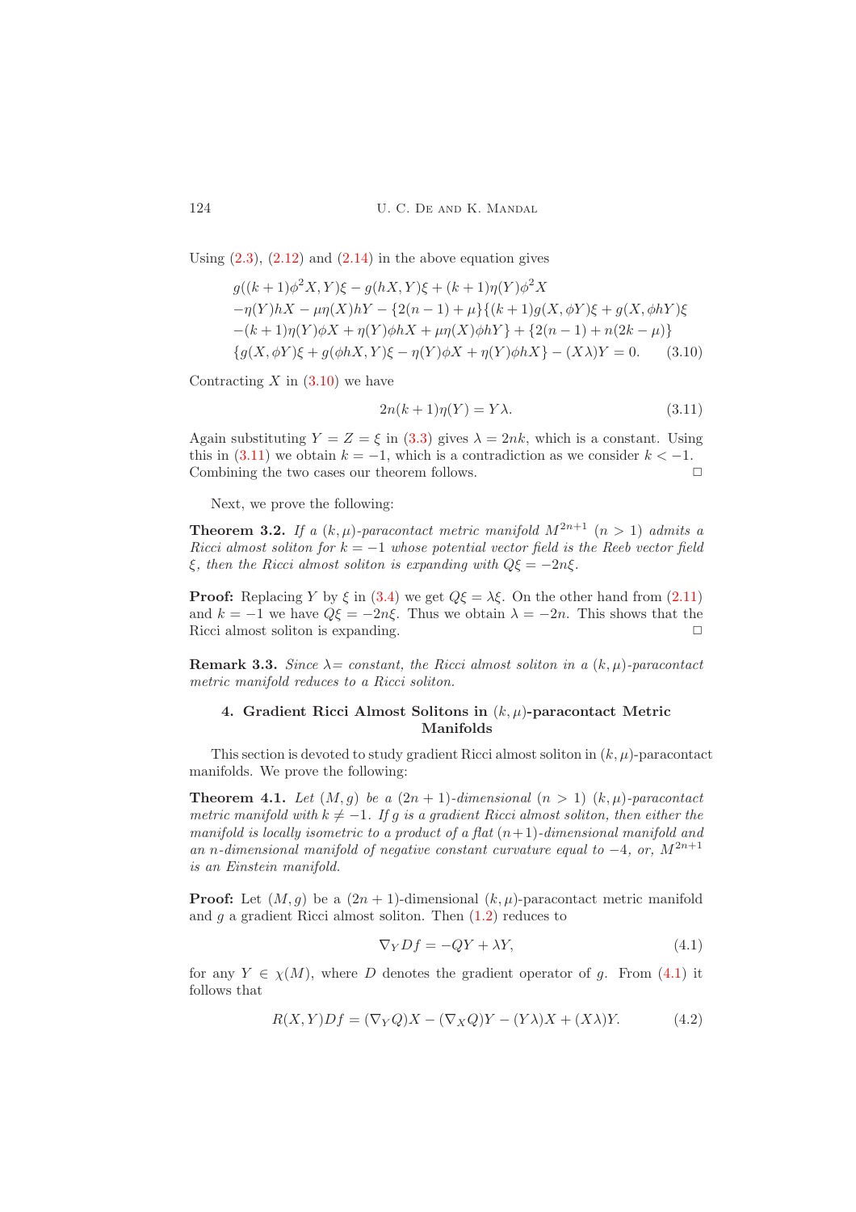Using (2.3), (2.12) and (2.14) in the above equation gives

$$
\begin{aligned}
&g((k+1)\phi^2X,Y)\xi - g(hX,Y)\xi + (k+1)\eta(Y)\phi^2X \\
&-\eta(Y)hX - \mu\eta(X)hY - \{2(n-1)+\mu\}\{(k+1)g(X,\phi Y)\xi + g(X,\phi hY)\xi \\
&-(k+1)\eta(Y)\phi X + \eta(Y)\phi hX + \mu\eta(X)\phi hY\} + \{2(n-1)+n(2k-\mu)\} \\
&\{g(X,\phi Y)\xi + g(\phi hX,Y)\xi - \eta(Y)\phi X + \eta(Y)\phi hX\} - (X\lambda)Y = 0. \qquad (3.10)
\end{aligned}
$$

Contracting $X$ in (3.10) we have

$$2n(k+1)\eta(Y) = Y\lambda. \qquad (3.11)$$

Again substituting $Y = Z = \xi$ in (3.3) gives $\lambda = 2nk$, which is a constant. Using this in (3.11) we obtain $k = -1$, which is a contradiction as we consider $k < -1$. Combining the two cases our theorem follows. □

Next, we prove the following:

**Theorem 3.2.** *If a $(k,\mu)$-paracontact metric manifold $M^{2n+1}$ $(n > 1)$ admits a Ricci almost soliton for $k = -1$ whose potential vector field is the Reeb vector field $\xi$, then the Ricci almost soliton is expanding with $Q\xi = -2n\xi$.*

**Proof:** Replacing $Y$ by $\xi$ in (3.4) we get $Q\xi = \lambda\xi$. On the other hand from (2.11) and $k = -1$ we have $Q\xi = -2n\xi$. Thus we obtain $\lambda = -2n$. This shows that the Ricci almost soliton is expanding. □

**Remark 3.3.** *Since $\lambda=$ constant, the Ricci almost soliton in a $(k,\mu)$-paracontact metric manifold reduces to a Ricci soliton.*

## 4. Gradient Ricci Almost Solitons in $(k,\mu)$-paracontact Metric Manifolds

This section is devoted to study gradient Ricci almost soliton in $(k,\mu)$-paracontact manifolds. We prove the following:

**Theorem 4.1.** *Let $(M,g)$ be a $(2n+1)$-dimensional $(n > 1)$ $(k,\mu)$-paracontact metric manifold with $k \neq -1$. If $g$ is a gradient Ricci almost soliton, then either the manifold is locally isometric to a product of a flat $(n+1)$-dimensional manifold and an $n$-dimensional manifold of negative constant curvature equal to $-4$, or, $M^{2n+1}$ is an Einstein manifold.*

**Proof:** Let $(M,g)$ be a $(2n+1)$-dimensional $(k,\mu)$-paracontact metric manifold and $g$ a gradient Ricci almost soliton. Then (1.2) reduces to

$$\nabla_Y Df = -QY + \lambda Y, \qquad (4.1)$$

for any $Y \in \chi(M)$, where $D$ denotes the gradient operator of $g$. From (4.1) it follows that

$$R(X,Y)Df = (\nabla_Y Q)X - (\nabla_X Q)Y - (Y\lambda)X + (X\lambda)Y. \qquad (4.2)$$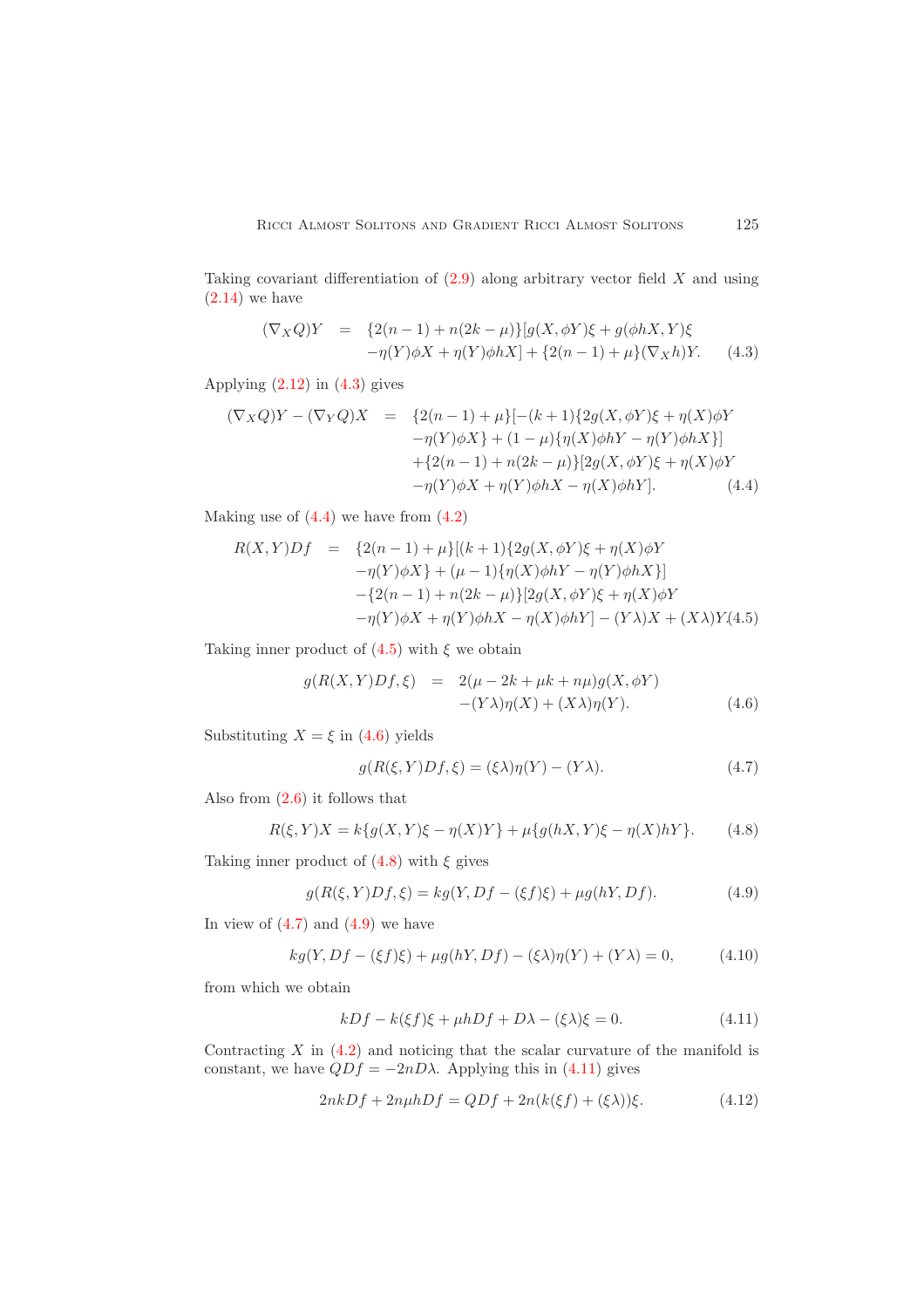Taking covariant differentiation of (2.9) along arbitrary vector field $X$ and using (2.14) we have

$$
\begin{aligned}
(\nabla_X Q)Y &= \{2(n-1)+n(2k-\mu)\}[g(X,\phi Y)\xi + g(\phi hX,Y)\xi \\
&\quad -\eta(Y)\phi X + \eta(Y)\phi hX] + \{2(n-1)+\mu\}(\nabla_X h)Y. \qquad (4.3)
\end{aligned}
$$

Applying (2.12) in (4.3) gives

$$
\begin{aligned}
(\nabla_X Q)Y - (\nabla_Y Q)X &= \{2(n-1)+\mu\}[-(k+1)\{2g(X,\phi Y)\xi + \eta(X)\phi Y \\
&\quad -\eta(Y)\phi X\} + (1-\mu)\{\eta(X)\phi hY - \eta(Y)\phi hX\}] \\
&\quad +\{2(n-1)+n(2k-\mu)\}[2g(X,\phi Y)\xi + \eta(X)\phi Y \\
&\quad -\eta(Y)\phi X + \eta(Y)\phi hX - \eta(X)\phi hY]. \qquad (4.4)
\end{aligned}
$$

Making use of (4.4) we have from (4.2)

$$
\begin{aligned}
R(X,Y)Df &= \{2(n-1)+\mu\}[(k+1)\{2g(X,\phi Y)\xi + \eta(X)\phi Y \\
&\quad -\eta(Y)\phi X\} + (\mu-1)\{\eta(X)\phi hY - \eta(Y)\phi hX\}] \\
&\quad -\{2(n-1)+n(2k-\mu)\}[2g(X,\phi Y)\xi + \eta(X)\phi Y \\
&\quad -\eta(Y)\phi X + \eta(Y)\phi hX - \eta(X)\phi hY] - (Y\lambda)X + (X\lambda)Y. \qquad (4.5)
\end{aligned}
$$

Taking inner product of (4.5) with $\xi$ we obtain

$$
\begin{aligned}
g(R(X,Y)Df,\xi) &= 2(\mu - 2k + \mu k + n\mu)g(X,\phi Y) \\
&\quad -(Y\lambda)\eta(X) + (X\lambda)\eta(Y). \qquad (4.6)
\end{aligned}
$$

Substituting $X=\xi$ in (4.6) yields

$$
g(R(\xi,Y)Df,\xi) = (\xi\lambda)\eta(Y) - (Y\lambda). \qquad (4.7)
$$

Also from (2.6) it follows that

$$
R(\xi,Y)X = k\{g(X,Y)\xi - \eta(X)Y\} + \mu\{g(hX,Y)\xi - \eta(X)hY\}. \qquad (4.8)
$$

Taking inner product of (4.8) with $\xi$ gives

$$
g(R(\xi,Y)Df,\xi) = kg(Y, Df - (\xi f)\xi) + \mu g(hY, Df). \qquad (4.9)
$$

In view of (4.7) and (4.9) we have

$$
kg(Y, Df - (\xi f)\xi) + \mu g(hY, Df) - (\xi\lambda)\eta(Y) + (Y\lambda) = 0, \qquad (4.10)
$$

from which we obtain

$$
kDf - k(\xi f)\xi + \mu hDf + D\lambda - (\xi\lambda)\xi = 0. \qquad (4.11)
$$

Contracting $X$ in (4.2) and noticing that the scalar curvature of the manifold is constant, we have $QDf = -2nD\lambda$. Applying this in (4.11) gives

$$
2nkDf + 2n\mu hDf = QDf + 2n(k(\xi f) + (\xi\lambda))\xi. \qquad (4.12)
$$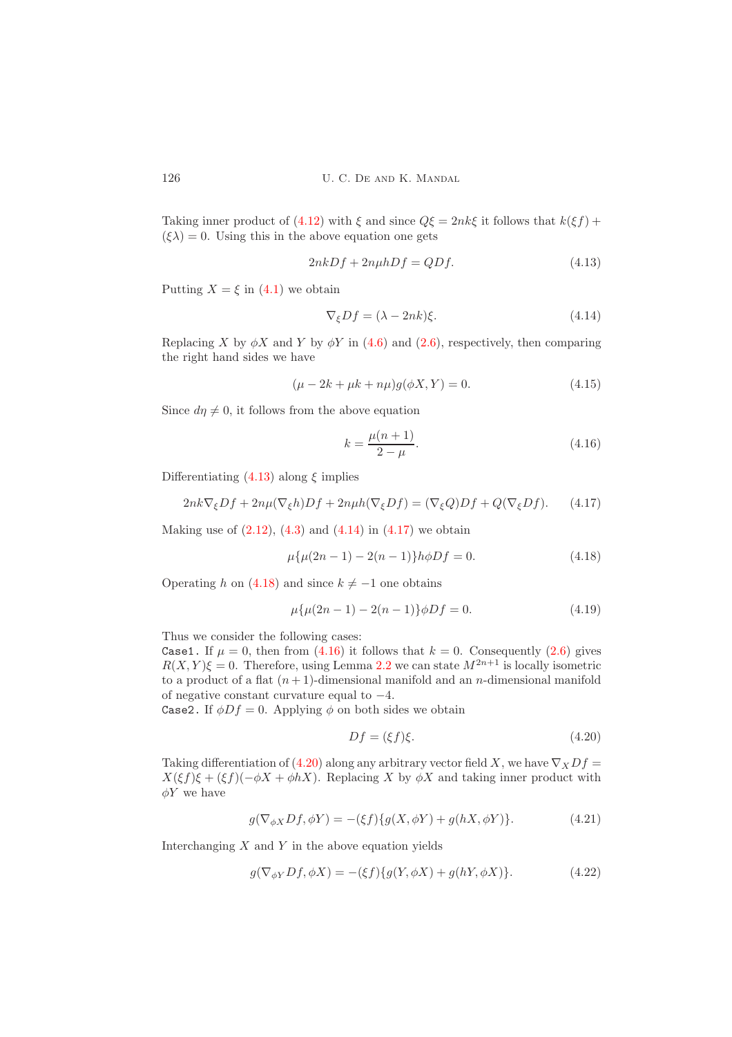Taking inner product of (4.12) with $\xi$ and since $Q\xi = 2nk\xi$ it follows that $k(\xi f) + (\xi\lambda) = 0$. Using this in the above equation one gets

$$2nkDf + 2n\mu hDf = QDf. \tag{4.13}$$

Putting $X = \xi$ in (4.1) we obtain

$$\nabla_\xi Df = (\lambda - 2nk)\xi. \tag{4.14}$$

Replacing $X$ by $\phi X$ and $Y$ by $\phi Y$ in (4.6) and (2.6), respectively, then comparing the right hand sides we have

$$(\mu - 2k + \mu k + n\mu)g(\phi X, Y) = 0. \tag{4.15}$$

Since $d\eta \neq 0$, it follows from the above equation

$$k = \frac{\mu(n+1)}{2-\mu}. \tag{4.16}$$

Differentiating (4.13) along $\xi$ implies

$$2nk\nabla_\xi Df + 2n\mu(\nabla_\xi h)Df + 2n\mu h(\nabla_\xi Df) = (\nabla_\xi Q)Df + Q(\nabla_\xi Df). \tag{4.17}$$

Making use of (2.12), (4.3) and (4.14) in (4.17) we obtain

$$\mu\{\mu(2n-1) - 2(n-1)\}h\phi Df = 0. \tag{4.18}$$

Operating $h$ on (4.18) and since $k \neq -1$ one obtains

$$\mu\{\mu(2n-1) - 2(n-1)\}\phi Df = 0. \tag{4.19}$$

Thus we consider the following cases:

`Case1.` If $\mu = 0$, then from (4.16) it follows that $k = 0$. Consequently (2.6) gives $R(X,Y)\xi = 0$. Therefore, using Lemma 2.2 we can state $M^{2n+1}$ is locally isometric to a product of a flat $(n+1)$-dimensional manifold and an $n$-dimensional manifold of negative constant curvature equal to $-4$.

`Case2.` If $\phi Df = 0$. Applying $\phi$ on both sides we obtain

$$Df = (\xi f)\xi. \tag{4.20}$$

Taking differentiation of (4.20) along any arbitrary vector field $X$, we have $\nabla_X Df = X(\xi f)\xi + (\xi f)(-\phi X + \phi hX)$. Replacing $X$ by $\phi X$ and taking inner product with $\phi Y$ we have

$$g(\nabla_{\phi X} Df, \phi Y) = -(\xi f)\{g(X, \phi Y) + g(hX, \phi Y)\}. \tag{4.21}$$

Interchanging $X$ and $Y$ in the above equation yields

$$g(\nabla_{\phi Y} Df, \phi X) = -(\xi f)\{g(Y, \phi X) + g(hY, \phi X)\}. \tag{4.22}$$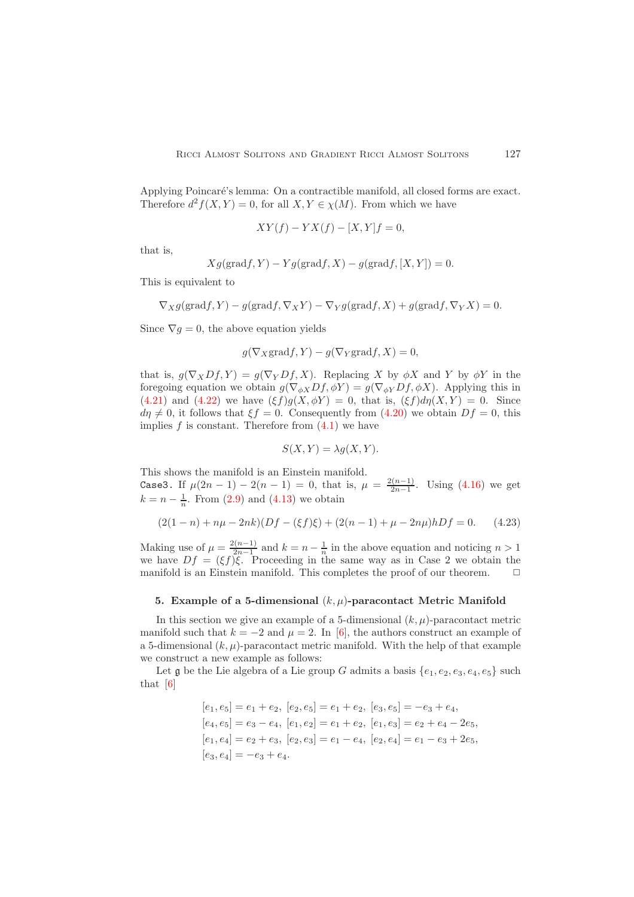Applying Poincaré's lemma: On a contractible manifold, all closed forms are exact. Therefore $d^2f(X,Y) = 0$, for all $X, Y \in \chi(M)$. From which we have

$$XY(f) - YX(f) - [X,Y]f = 0,$$

that is,

$$Xg(\text{grad}f, Y) - Yg(\text{grad}f, X) - g(\text{grad}f, [X,Y]) = 0.$$

This is equivalent to

$$\nabla_X g(\text{grad}f, Y) - g(\text{grad}f, \nabla_X Y) - \nabla_Y g(\text{grad}f, X) + g(\text{grad}f, \nabla_Y X) = 0.$$

Since $\nabla g = 0$, the above equation yields

$$g(\nabla_X \text{grad}f, Y) - g(\nabla_Y \text{grad}f, X) = 0,$$

that is, $g(\nabla_X Df, Y) = g(\nabla_Y Df, X)$. Replacing $X$ by $\phi X$ and $Y$ by $\phi Y$ in the foregoing equation we obtain $g(\nabla_{\phi X} Df, \phi Y) = g(\nabla_{\phi Y} Df, \phi X)$. Applying this in (4.21) and (4.22) we have $(\xi f)g(X, \phi Y) = 0$, that is, $(\xi f)d\eta(X,Y) = 0$. Since $d\eta \neq 0$, it follows that $\xi f = 0$. Consequently from (4.20) we obtain $Df = 0$, this implies $f$ is constant. Therefore from (4.1) we have

$$S(X,Y) = \lambda g(X,Y).$$

This shows the manifold is an Einstein manifold.

Case3. If $\mu(2n-1) - 2(n-1) = 0$, that is, $\mu = \frac{2(n-1)}{2n-1}$. Using (4.16) we get $k = n - \frac{1}{n}$. From (2.9) and (4.13) we obtain

$$(2(1-n) + n\mu - 2nk)(Df - (\xi f)\xi) + (2(n-1) + \mu - 2n\mu)hDf = 0. \tag{4.23}$$

Making use of $\mu = \frac{2(n-1)}{2n-1}$ and $k = n - \frac{1}{n}$ in the above equation and noticing $n > 1$ we have $Df = (\xi f)\xi$. Proceeding in the same way as in Case 2 we obtain the manifold is an Einstein manifold. This completes the proof of our theorem. □

## 5. Example of a 5-dimensional $(k,\mu)$-paracontact Metric Manifold

In this section we give an example of a 5-dimensional $(k,\mu)$-paracontact metric manifold such that $k = -2$ and $\mu = 2$. In [6], the authors construct an example of a 5-dimensional $(k,\mu)$-paracontact metric manifold. With the help of that example we construct a new example as follows:

Let $\mathfrak{g}$ be the Lie algebra of a Lie group $G$ admits a basis $\{e_1, e_2, e_3, e_4, e_5\}$ such that [6]

$$\begin{aligned}
&[e_1, e_5] = e_1 + e_2,\ [e_2, e_5] = e_1 + e_2,\ [e_3, e_5] = -e_3 + e_4,\\
&[e_4, e_5] = e_3 - e_4,\ [e_1, e_2] = e_1 + e_2,\ [e_1, e_3] = e_2 + e_4 - 2e_5,\\
&[e_1, e_4] = e_2 + e_3,\ [e_2, e_3] = e_1 - e_4,\ [e_2, e_4] = e_1 - e_3 + 2e_5,\\
&[e_3, e_4] = -e_3 + e_4.
\end{aligned}$$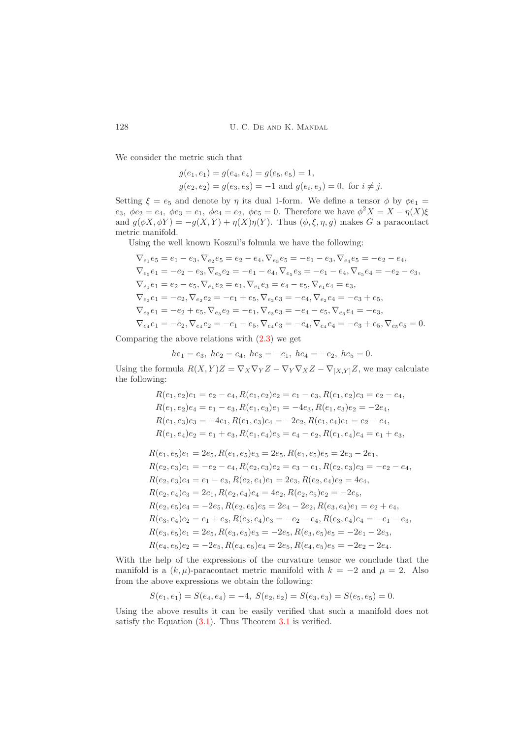We consider the metric such that

$$g(e_1, e_1) = g(e_4, e_4) = g(e_5, e_5) = 1,$$
$$g(e_2, e_2) = g(e_3, e_3) = -1 \text{ and } g(e_i, e_j) = 0, \text{ for } i \neq j.$$

Setting $\xi = e_5$ and denote by $\eta$ its dual 1-form. We define a tensor $\phi$ by $\phi e_1 = e_3$, $\phi e_2 = e_4$, $\phi e_3 = e_1$, $\phi e_4 = e_2$, $\phi e_5 = 0$. Therefore we have $\phi^2 X = X - \eta(X)\xi$ and $g(\phi X, \phi Y) = -g(X, Y) + \eta(X)\eta(Y)$. Thus $(\phi, \xi, \eta, g)$ makes $G$ a paracontact metric manifold.

Using the well known Koszul's folmula we have the following:

$$\nabla_{e_1} e_5 = e_1 - e_3, \nabla_{e_2} e_5 = e_2 - e_4, \nabla_{e_3} e_5 = -e_1 - e_3, \nabla_{e_4} e_5 = -e_2 - e_4,$$
$$\nabla_{e_5} e_1 = -e_2 - e_3, \nabla_{e_5} e_2 = -e_1 - e_4, \nabla_{e_5} e_3 = -e_1 - e_4, \nabla_{e_5} e_4 = -e_2 - e_3,$$
$$\nabla_{e_1} e_1 = e_2 - e_5, \nabla_{e_1} e_2 = e_1, \nabla_{e_1} e_3 = e_4 - e_5, \nabla_{e_1} e_4 = e_3,$$
$$\nabla_{e_2} e_1 = -e_2, \nabla_{e_2} e_2 = -e_1 + e_5, \nabla_{e_2} e_3 = -e_4, \nabla_{e_2} e_4 = -e_3 + e_5,$$
$$\nabla_{e_3} e_1 = -e_2 + e_5, \nabla_{e_3} e_2 = -e_1, \nabla_{e_3} e_3 = -e_4 - e_5, \nabla_{e_3} e_4 = -e_3,$$
$$\nabla_{e_4} e_1 = -e_2, \nabla_{e_4} e_2 = -e_1 - e_5, \nabla_{e_4} e_3 = -e_4, \nabla_{e_4} e_4 = -e_3 + e_5, \nabla_{e_5} e_5 = 0.$$

Comparing the above relations with (2.3) we get

$$he_1 = e_3, \; he_2 = e_4, \; he_3 = -e_1, \; he_4 = -e_2, \; he_5 = 0.$$

Using the formula $R(X, Y)Z = \nabla_X \nabla_Y Z - \nabla_Y \nabla_X Z - \nabla_{[X,Y]} Z$, we may calculate the following:

$$R(e_1, e_2)e_1 = e_2 - e_4, R(e_1, e_2)e_2 = e_1 - e_3, R(e_1, e_2)e_3 = e_2 - e_4,$$
$$R(e_1, e_2)e_4 = e_1 - e_3, R(e_1, e_3)e_1 = -4e_3, R(e_1, e_3)e_2 = -2e_4,$$
$$R(e_1, e_3)e_3 = -4e_1, R(e_1, e_3)e_4 = -2e_2, R(e_1, e_4)e_1 = e_2 - e_4,$$
$$R(e_1, e_4)e_2 = e_1 + e_3, R(e_1, e_4)e_3 = e_4 - e_2, R(e_1, e_4)e_4 = e_1 + e_3,$$

$$R(e_1, e_5)e_1 = 2e_5, R(e_1, e_5)e_3 = 2e_5, R(e_1, e_5)e_5 = 2e_3 - 2e_1,$$
$$R(e_2, e_3)e_1 = -e_2 - e_4, R(e_2, e_3)e_2 = e_3 - e_1, R(e_2, e_3)e_3 = -e_2 - e_4,$$
$$R(e_2, e_3)e_4 = e_1 - e_3, R(e_2, e_4)e_1 = 2e_3, R(e_2, e_4)e_2 = 4e_4,$$
$$R(e_2, e_4)e_3 = 2e_1, R(e_2, e_4)e_4 = 4e_2, R(e_2, e_5)e_2 = -2e_5,$$
$$R(e_2, e_5)e_4 = -2e_5, R(e_2, e_5)e_5 = 2e_4 - 2e_2, R(e_3, e_4)e_1 = e_2 + e_4,$$
$$R(e_3, e_4)e_2 = e_1 + e_3, R(e_3, e_4)e_3 = -e_2 - e_4, R(e_3, e_4)e_4 = -e_1 - e_3,$$
$$R(e_3, e_5)e_1 = 2e_5, R(e_3, e_5)e_3 = -2e_5, R(e_3, e_5)e_5 = -2e_1 - 2e_3,$$
$$R(e_4, e_5)e_2 = -2e_5, R(e_4, e_5)e_4 = 2e_5, R(e_4, e_5)e_5 = -2e_2 - 2e_4.$$

With the help of the expressions of the curvature tensor we conclude that the manifold is a $(k, \mu)$-paracontact metric manifold with $k = -2$ and $\mu = 2$. Also from the above expressions we obtain the following:

$$S(e_1, e_1) = S(e_4, e_4) = -4, \; S(e_2, e_2) = S(e_3, e_3) = S(e_5, e_5) = 0.$$

Using the above results it can be easily verified that such a manifold does not satisfy the Equation (3.1). Thus Theorem 3.1 is verified.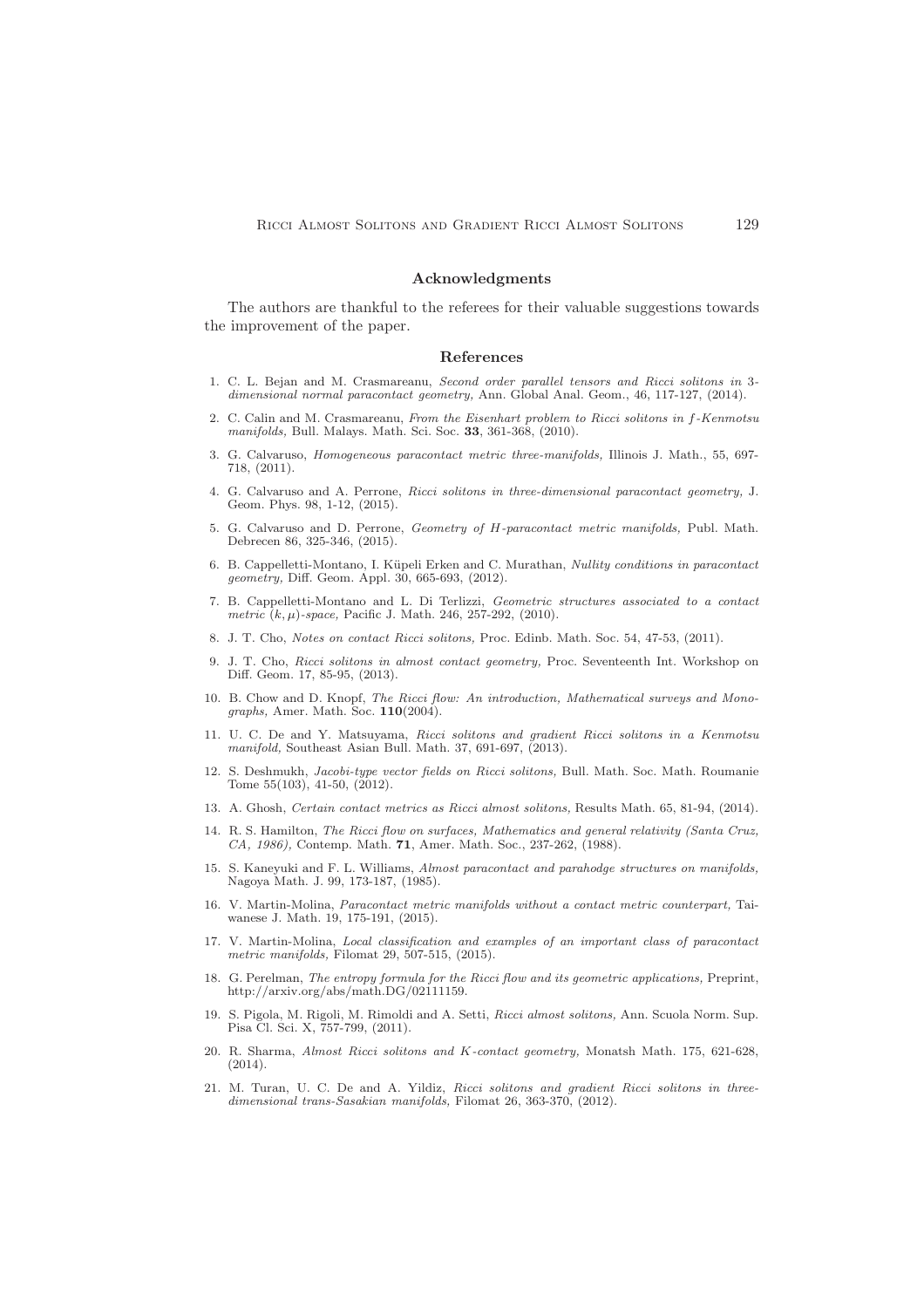## Acknowledgments

The authors are thankful to the referees for their valuable suggestions towards the improvement of the paper.

## References

1. C. L. Bejan and M. Crasmareanu, *Second order parallel tensors and Ricci solitons in 3-dimensional normal paracontact geometry,* Ann. Global Anal. Geom., 46, 117-127, (2014).
2. C. Calin and M. Crasmareanu, *From the Eisenhart problem to Ricci solitons in $f$-Kenmotsu manifolds,* Bull. Malays. Math. Sci. Soc. **33**, 361-368, (2010).
3. G. Calvaruso, *Homogeneous paracontact metric three-manifolds,* Illinois J. Math., 55, 697-718, (2011).
4. G. Calvaruso and A. Perrone, *Ricci solitons in three-dimensional paracontact geometry,* J. Geom. Phys. 98, 1-12, (2015).
5. G. Calvaruso and D. Perrone, *Geometry of $H$-paracontact metric manifolds,* Publ. Math. Debrecen 86, 325-346, (2015).
6. B. Cappelletti-Montano, I. Küpeli Erken and C. Murathan, *Nullity conditions in paracontact geometry,* Diff. Geom. Appl. 30, 665-693, (2012).
7. B. Cappelletti-Montano and L. Di Terlizzi, *Geometric structures associated to a contact metric $(k, \mu)$-space,* Pacific J. Math. 246, 257-292, (2010).
8. J. T. Cho, *Notes on contact Ricci solitons,* Proc. Edinb. Math. Soc. 54, 47-53, (2011).
9. J. T. Cho, *Ricci solitons in almost contact geometry,* Proc. Seventeenth Int. Workshop on Diff. Geom. 17, 85-95, (2013).
10. B. Chow and D. Knopf, *The Ricci flow: An introduction, Mathematical surveys and Monographs,* Amer. Math. Soc. **110**(2004).
11. U. C. De and Y. Matsuyama, *Ricci solitons and gradient Ricci solitons in a Kenmotsu manifold,* Southeast Asian Bull. Math. 37, 691-697, (2013).
12. S. Deshmukh, *Jacobi-type vector fields on Ricci solitons,* Bull. Math. Soc. Math. Roumanie Tome 55(103), 41-50, (2012).
13. A. Ghosh, *Certain contact metrics as Ricci almost solitons,* Results Math. 65, 81-94, (2014).
14. R. S. Hamilton, *The Ricci flow on surfaces, Mathematics and general relativity (Santa Cruz, CA, 1986),* Contemp. Math. **71**, Amer. Math. Soc., 237-262, (1988).
15. S. Kaneyuki and F. L. Williams, *Almost paracontact and parahodge structures on manifolds,* Nagoya Math. J. 99, 173-187, (1985).
16. V. Martin-Molina, *Paracontact metric manifolds without a contact metric counterpart,* Taiwanese J. Math. 19, 175-191, (2015).
17. V. Martin-Molina, *Local classification and examples of an important class of paracontact metric manifolds,* Filomat 29, 507-515, (2015).
18. G. Perelman, *The entropy formula for the Ricci flow and its geometric applications,* Preprint, http://arxiv.org/abs/math.DG/02111159.
19. S. Pigola, M. Rigoli, M. Rimoldi and A. Setti, *Ricci almost solitons,* Ann. Scuola Norm. Sup. Pisa Cl. Sci. X, 757-799, (2011).
20. R. Sharma, *Almost Ricci solitons and $K$-contact geometry,* Monatsh Math. 175, 621-628, (2014).
21. M. Turan, U. C. De and A. Yildiz, *Ricci solitons and gradient Ricci solitons in three-dimensional trans-Sasakian manifolds,* Filomat 26, 363-370, (2012).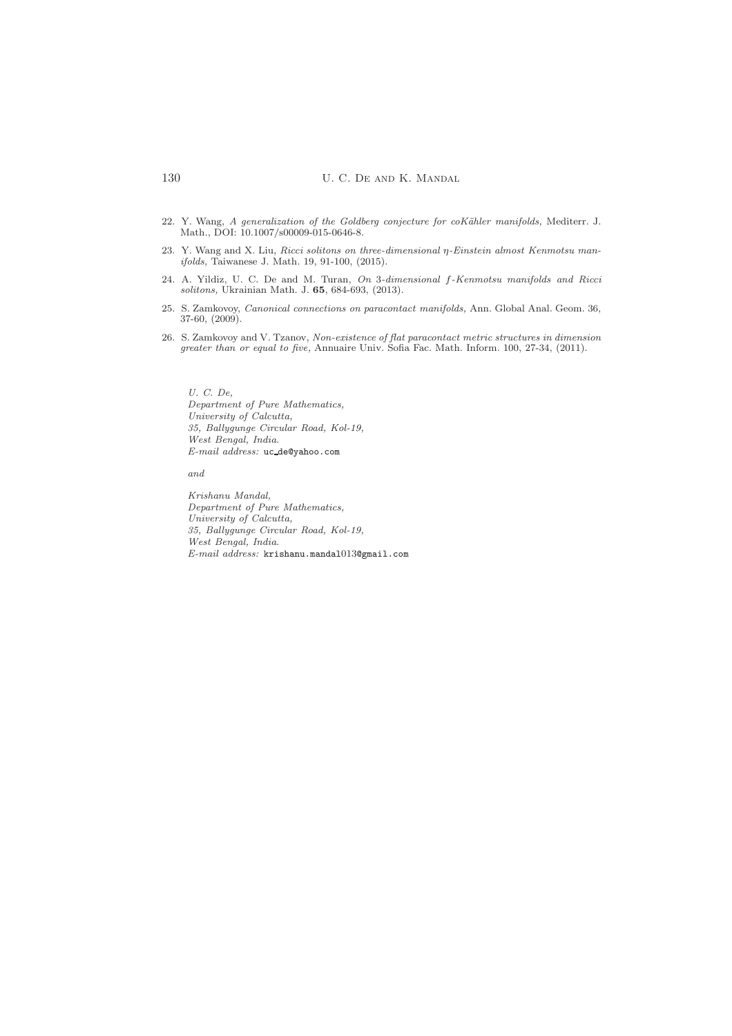22. Y. Wang, *A generalization of the Goldberg conjecture for coKähler manifolds,* Mediterr. J. Math., DOI: 10.1007/s00009-015-0646-8.

23. Y. Wang and X. Liu, *Ricci solitons on three-dimensional η-Einstein almost Kenmotsu manifolds,* Taiwanese J. Math. 19, 91-100, (2015).

24. A. Yildiz, U. C. De and M. Turan, *On 3-dimensional f-Kenmotsu manifolds and Ricci solitons,* Ukrainian Math. J. **65**, 684-693, (2013).

25. S. Zamkovoy, *Canonical connections on paracontact manifolds,* Ann. Global Anal. Geom. 36, 37-60, (2009).

26. S. Zamkovoy and V. Tzanov, *Non-existence of flat paracontact metric structures in dimension greater than or equal to five,* Annuaire Univ. Sofia Fac. Math. Inform. 100, 27-34, (2011).

*U. C. De,*
*Department of Pure Mathematics,*
*University of Calcutta,*
*35, Ballygunge Circular Road, Kol-19,*
*West Bengal, India.*
*E-mail address:* uc_de@yahoo.com

*and*

*Krishanu Mandal,*
*Department of Pure Mathematics,*
*University of Calcutta,*
*35, Ballygunge Circular Road, Kol-19,*
*West Bengal, India.*
*E-mail address:* krishanu.mandal013@gmail.com